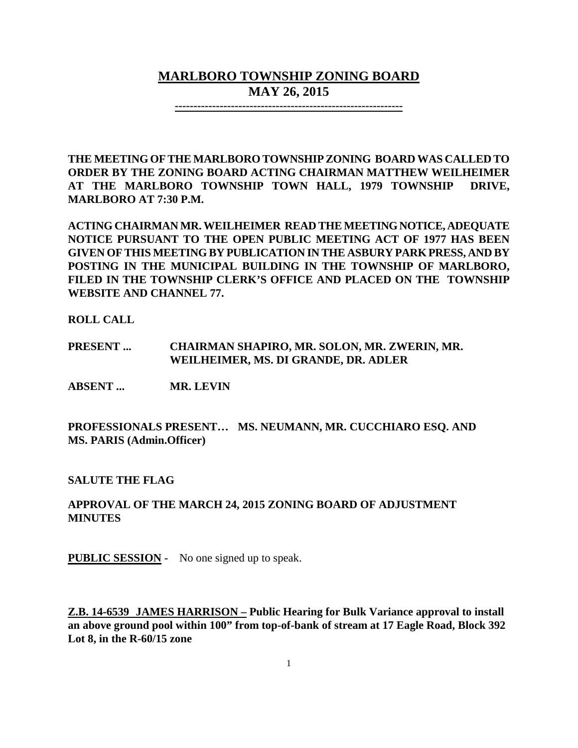# MARLBORO TOWNSHIP ZONING BOARD
## MAY 26, 2015

---

**THE MEETING OF THE MARLBORO TOWNSHIP ZONING BOARD WAS CALLED TO ORDER BY THE ZONING BOARD ACTING CHAIRMAN MATTHEW WEILHEIMER AT THE MARLBORO TOWNSHIP TOWN HALL, 1979 TOWNSHIP DRIVE, MARLBORO AT 7:30 P.M.**

**ACTING CHAIRMAN MR. WEILHEIMER READ THE MEETING NOTICE, ADEQUATE NOTICE PURSUANT TO THE OPEN PUBLIC MEETING ACT OF 1977 HAS BEEN GIVEN OF THIS MEETING BY PUBLICATION IN THE ASBURY PARK PRESS, AND BY POSTING IN THE MUNICIPAL BUILDING IN THE TOWNSHIP OF MARLBORO, FILED IN THE TOWNSHIP CLERK'S OFFICE AND PLACED ON THE TOWNSHIP WEBSITE AND CHANNEL 77.**

**ROLL CALL**

**PRESENT ...** **CHAIRMAN SHAPIRO, MR. SOLON, MR. ZWERIN, MR. WEILHEIMER, MS. DI GRANDE, DR. ADLER**

**ABSENT ...** **MR. LEVIN**

**PROFESSIONALS PRESENT… MS. NEUMANN, MR. CUCCHIARO ESQ. AND MS. PARIS (Admin.Officer)**

**SALUTE THE FLAG**

**APPROVAL OF THE MARCH 24, 2015 ZONING BOARD OF ADJUSTMENT MINUTES**

**PUBLIC SESSION -** No one signed up to speak.

**Z.B. 14-6539 JAMES HARRISON – Public Hearing for Bulk Variance approval to install an above ground pool within 100" from top-of-bank of stream at 17 Eagle Road, Block 392 Lot 8, in the R-60/15 zone**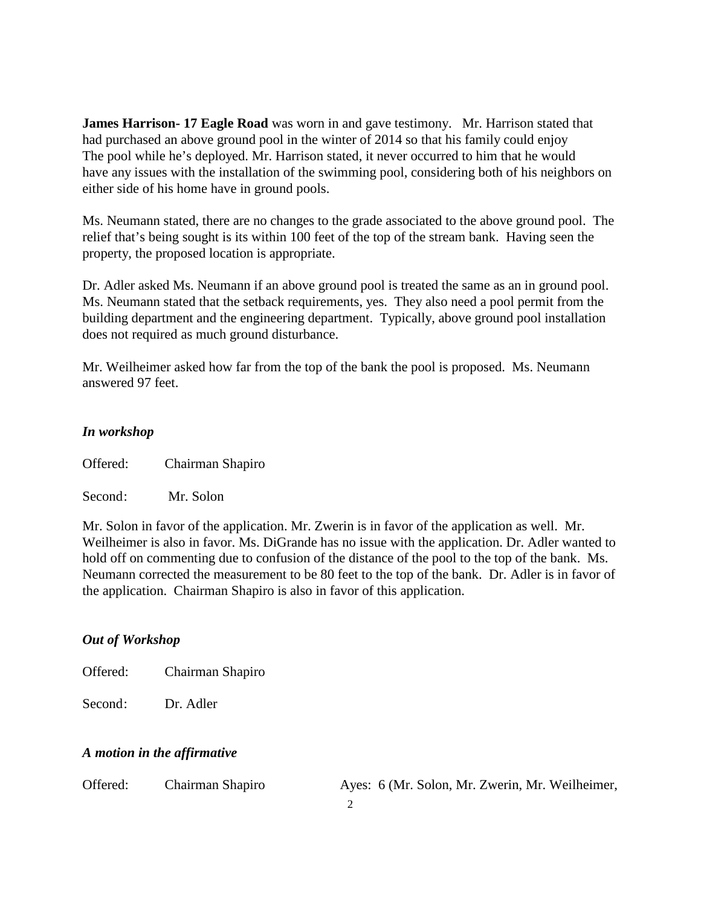**James Harrison- 17 Eagle Road** was worn in and gave testimony. Mr. Harrison stated that had purchased an above ground pool in the winter of 2014 so that his family could enjoy The pool while he's deployed. Mr. Harrison stated, it never occurred to him that he would have any issues with the installation of the swimming pool, considering both of his neighbors on either side of his home have in ground pools.

Ms. Neumann stated, there are no changes to the grade associated to the above ground pool. The relief that's being sought is its within 100 feet of the top of the stream bank. Having seen the property, the proposed location is appropriate.

Dr. Adler asked Ms. Neumann if an above ground pool is treated the same as an in ground pool. Ms. Neumann stated that the setback requirements, yes. They also need a pool permit from the building department and the engineering department. Typically, above ground pool installation does not required as much ground disturbance.

Mr. Weilheimer asked how far from the top of the bank the pool is proposed. Ms. Neumann answered 97 feet.

***In workshop***

Offered: Chairman Shapiro

Second: Mr. Solon

Mr. Solon in favor of the application. Mr. Zwerin is in favor of the application as well. Mr. Weilheimer is also in favor. Ms. DiGrande has no issue with the application. Dr. Adler wanted to hold off on commenting due to confusion of the distance of the pool to the top of the bank. Ms. Neumann corrected the measurement to be 80 feet to the top of the bank. Dr. Adler is in favor of the application. Chairman Shapiro is also in favor of this application.

***Out of Workshop***

Offered: Chairman Shapiro

Second: Dr. Adler

***A motion in the affirmative***

Offered: Chairman Shapiro Ayes: 6 (Mr. Solon, Mr. Zwerin, Mr. Weilheimer,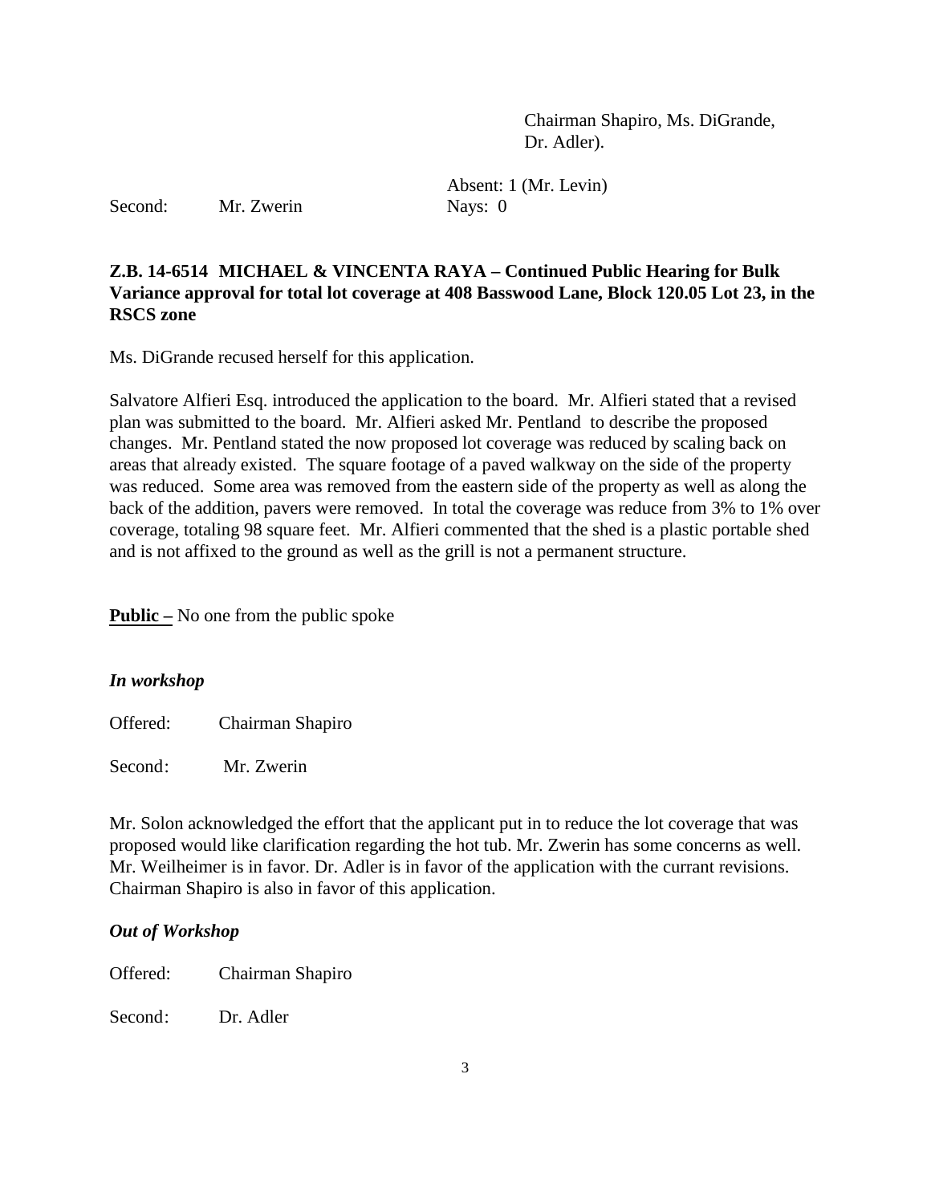Chairman Shapiro, Ms. DiGrande, Dr. Adler).

Absent: 1 (Mr. Levin)

Second: Mr. Zwerin    Nays: 0

**Z.B. 14-6514 MICHAEL & VINCENTA RAYA – Continued Public Hearing for Bulk Variance approval for total lot coverage at 408 Basswood Lane, Block 120.05 Lot 23, in the RSCS zone**

Ms. DiGrande recused herself for this application.

Salvatore Alfieri Esq. introduced the application to the board. Mr. Alfieri stated that a revised plan was submitted to the board. Mr. Alfieri asked Mr. Pentland to describe the proposed changes. Mr. Pentland stated the now proposed lot coverage was reduced by scaling back on areas that already existed. The square footage of a paved walkway on the side of the property was reduced. Some area was removed from the eastern side of the property as well as along the back of the addition, pavers were removed. In total the coverage was reduce from 3% to 1% over coverage, totaling 98 square feet. Mr. Alfieri commented that the shed is a plastic portable shed and is not affixed to the ground as well as the grill is not a permanent structure.

**Public –** No one from the public spoke

***In workshop***

Offered: Chairman Shapiro

Second: Mr. Zwerin

Mr. Solon acknowledged the effort that the applicant put in to reduce the lot coverage that was proposed would like clarification regarding the hot tub. Mr. Zwerin has some concerns as well. Mr. Weilheimer is in favor. Dr. Adler is in favor of the application with the currant revisions. Chairman Shapiro is also in favor of this application.

***Out of Workshop***

Offered: Chairman Shapiro

Second: Dr. Adler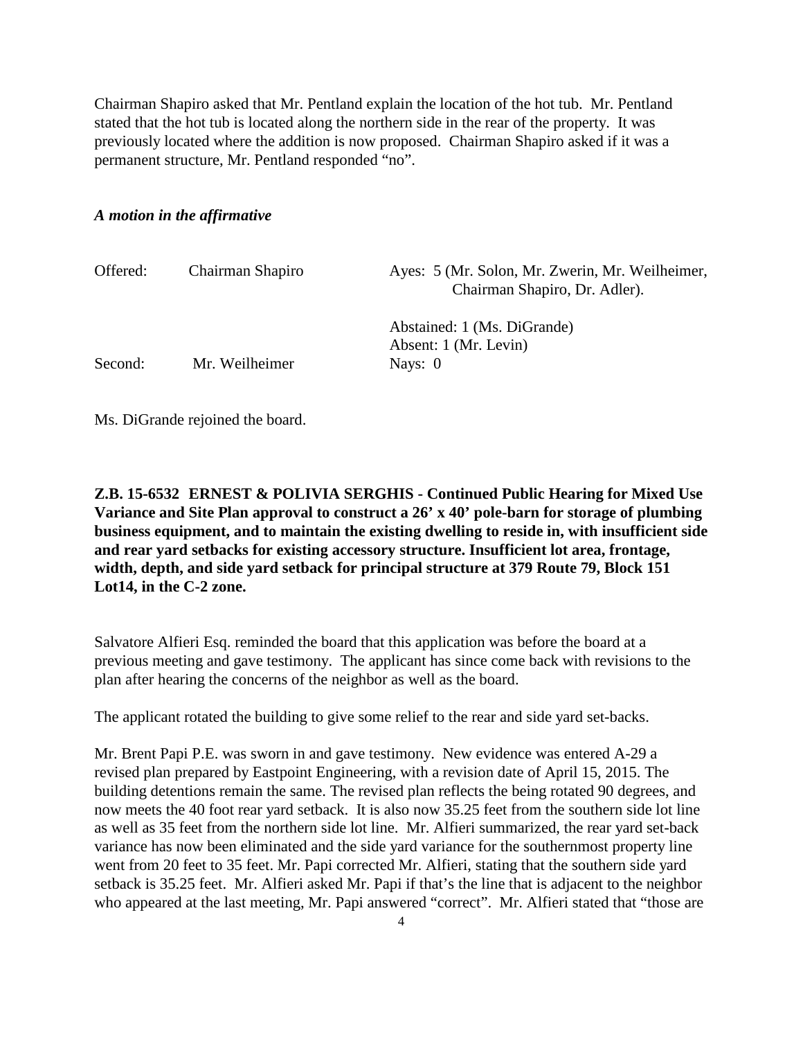Chairman Shapiro asked that Mr. Pentland explain the location of the hot tub. Mr. Pentland stated that the hot tub is located along the northern side in the rear of the property. It was previously located where the addition is now proposed. Chairman Shapiro asked if it was a permanent structure, Mr. Pentland responded “no”.

***A motion in the affirmative***

| | | |
|---|---|---|
| Offered: | Chairman Shapiro | Ayes: 5 (Mr. Solon, Mr. Zwerin, Mr. Weilheimer, Chairman Shapiro, Dr. Adler). |
| | | Abstained: 1 (Ms. DiGrande) |
| | | Absent: 1 (Mr. Levin) |
| Second: | Mr. Weilheimer | Nays: 0 |

Ms. DiGrande rejoined the board.

**Z.B. 15-6532 ERNEST & POLIVIA SERGHIS - Continued Public Hearing for Mixed Use Variance and Site Plan approval to construct a 26’ x 40’ pole-barn for storage of plumbing business equipment, and to maintain the existing dwelling to reside in, with insufficient side and rear yard setbacks for existing accessory structure. Insufficient lot area, frontage, width, depth, and side yard setback for principal structure at 379 Route 79, Block 151 Lot14, in the C-2 zone.**

Salvatore Alfieri Esq. reminded the board that this application was before the board at a previous meeting and gave testimony. The applicant has since come back with revisions to the plan after hearing the concerns of the neighbor as well as the board.

The applicant rotated the building to give some relief to the rear and side yard set-backs.

Mr. Brent Papi P.E. was sworn in and gave testimony. New evidence was entered A-29 a revised plan prepared by Eastpoint Engineering, with a revision date of April 15, 2015. The building detentions remain the same. The revised plan reflects the being rotated 90 degrees, and now meets the 40 foot rear yard setback. It is also now 35.25 feet from the southern side lot line as well as 35 feet from the northern side lot line. Mr. Alfieri summarized, the rear yard set-back variance has now been eliminated and the side yard variance for the southernmost property line went from 20 feet to 35 feet. Mr. Papi corrected Mr. Alfieri, stating that the southern side yard setback is 35.25 feet. Mr. Alfieri asked Mr. Papi if that’s the line that is adjacent to the neighbor who appeared at the last meeting, Mr. Papi answered “correct”. Mr. Alfieri stated that “those are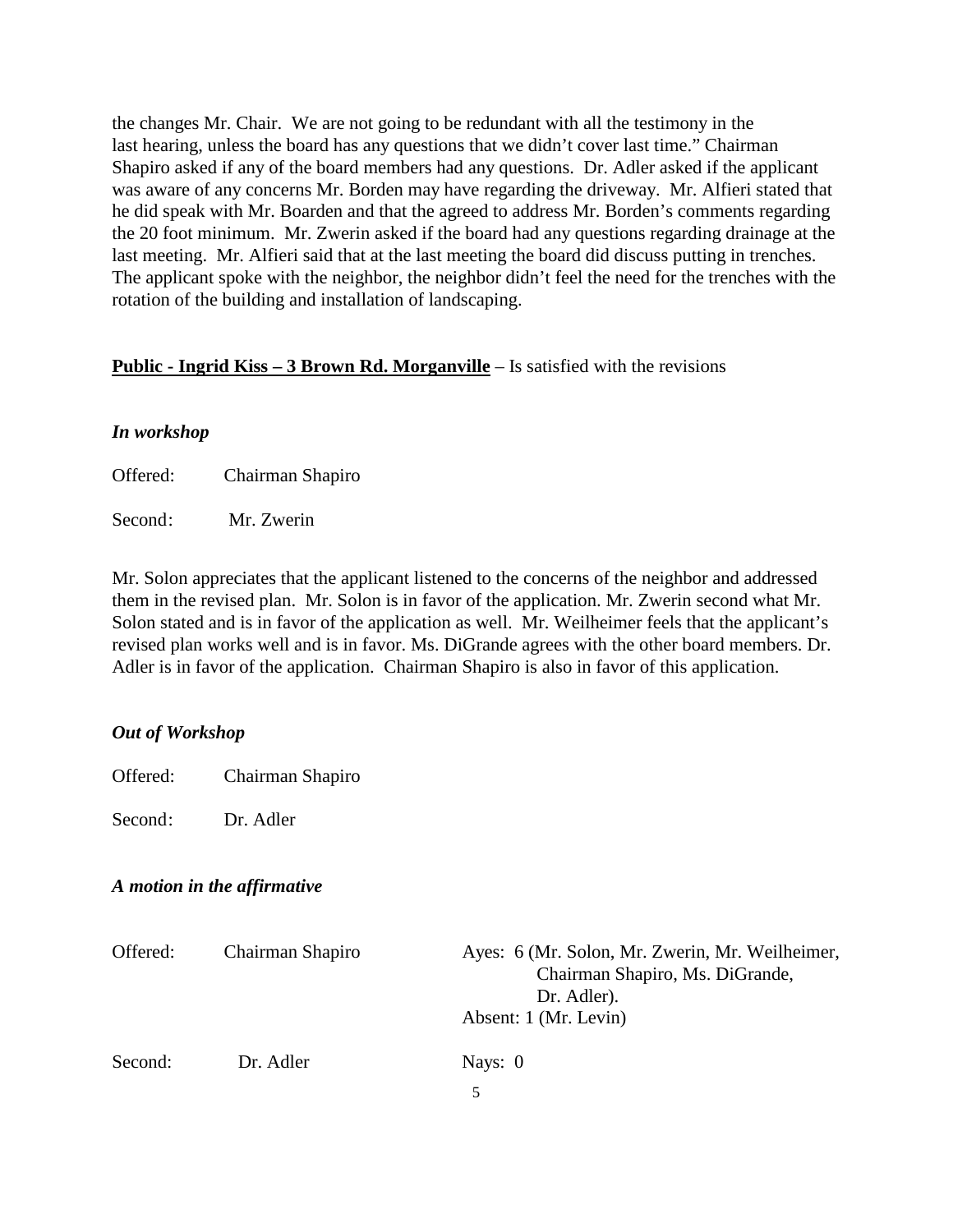the changes Mr. Chair. We are not going to be redundant with all the testimony in the last hearing, unless the board has any questions that we didn't cover last time." Chairman Shapiro asked if any of the board members had any questions. Dr. Adler asked if the applicant was aware of any concerns Mr. Borden may have regarding the driveway. Mr. Alfieri stated that he did speak with Mr. Boarden and that the agreed to address Mr. Borden's comments regarding the 20 foot minimum. Mr. Zwerin asked if the board had any questions regarding drainage at the last meeting. Mr. Alfieri said that at the last meeting the board did discuss putting in trenches. The applicant spoke with the neighbor, the neighbor didn't feel the need for the trenches with the rotation of the building and installation of landscaping.

**Public - Ingrid Kiss – 3 Brown Rd. Morganville** – Is satisfied with the revisions

***In workshop***

Offered: Chairman Shapiro

Second: Mr. Zwerin

Mr. Solon appreciates that the applicant listened to the concerns of the neighbor and addressed them in the revised plan. Mr. Solon is in favor of the application. Mr. Zwerin second what Mr. Solon stated and is in favor of the application as well. Mr. Weilheimer feels that the applicant's revised plan works well and is in favor. Ms. DiGrande agrees with the other board members. Dr. Adler is in favor of the application. Chairman Shapiro is also in favor of this application.

***Out of Workshop***

Offered: Chairman Shapiro

Second: Dr. Adler

***A motion in the affirmative***

Offered: Chairman Shapiro

Ayes: 6 (Mr. Solon, Mr. Zwerin, Mr. Weilheimer, Chairman Shapiro, Ms. DiGrande, Dr. Adler).

Absent: 1 (Mr. Levin)

Second: Dr. Adler

Nays: 0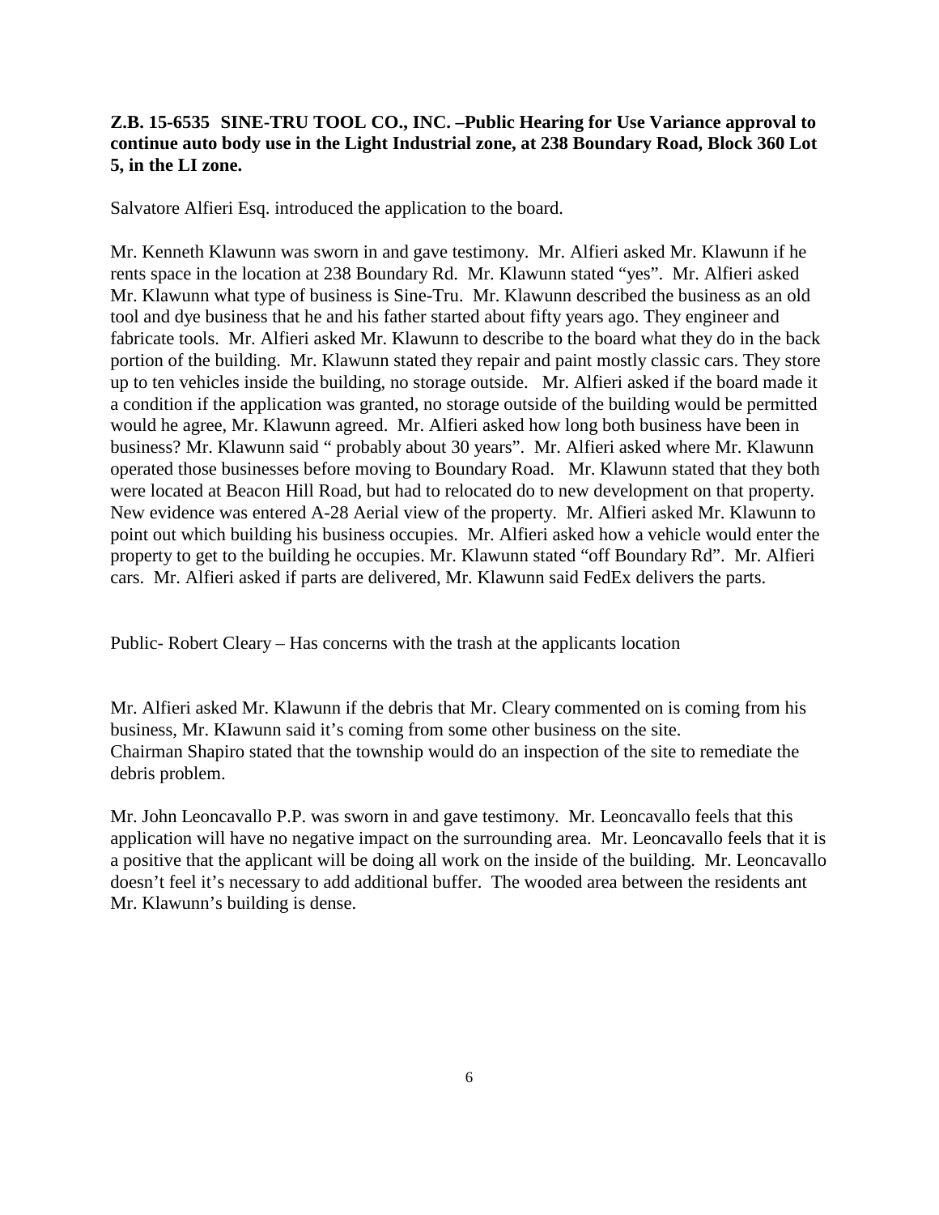**Z.B. 15-6535 SINE-TRU TOOL CO., INC. –Public Hearing for Use Variance approval to continue auto body use in the Light Industrial zone, at 238 Boundary Road, Block 360 Lot 5, in the LI zone.**

Salvatore Alfieri Esq. introduced the application to the board.

Mr. Kenneth Klawunn was sworn in and gave testimony. Mr. Alfieri asked Mr. Klawunn if he rents space in the location at 238 Boundary Rd. Mr. Klawunn stated "yes". Mr. Alfieri asked Mr. Klawunn what type of business is Sine-Tru. Mr. Klawunn described the business as an old tool and dye business that he and his father started about fifty years ago. They engineer and fabricate tools. Mr. Alfieri asked Mr. Klawunn to describe to the board what they do in the back portion of the building. Mr. Klawunn stated they repair and paint mostly classic cars. They store up to ten vehicles inside the building, no storage outside. Mr. Alfieri asked if the board made it a condition if the application was granted, no storage outside of the building would be permitted would he agree, Mr. Klawunn agreed. Mr. Alfieri asked how long both business have been in business? Mr. Klawunn said " probably about 30 years". Mr. Alfieri asked where Mr. Klawunn operated those businesses before moving to Boundary Road. Mr. Klawunn stated that they both were located at Beacon Hill Road, but had to relocated do to new development on that property. New evidence was entered A-28 Aerial view of the property. Mr. Alfieri asked Mr. Klawunn to point out which building his business occupies. Mr. Alfieri asked how a vehicle would enter the property to get to the building he occupies. Mr. Klawunn stated "off Boundary Rd". Mr. Alfieri cars. Mr. Alfieri asked if parts are delivered, Mr. Klawunn said FedEx delivers the parts.

Public- Robert Cleary – Has concerns with the trash at the applicants location

Mr. Alfieri asked Mr. Klawunn if the debris that Mr. Cleary commented on is coming from his business, Mr. KIawunn said it's coming from some other business on the site.
Chairman Shapiro stated that the township would do an inspection of the site to remediate the debris problem.

Mr. John Leoncavallo P.P. was sworn in and gave testimony. Mr. Leoncavallo feels that this application will have no negative impact on the surrounding area. Mr. Leoncavallo feels that it is a positive that the applicant will be doing all work on the inside of the building. Mr. Leoncavallo doesn't feel it's necessary to add additional buffer. The wooded area between the residents ant Mr. Klawunn's building is dense.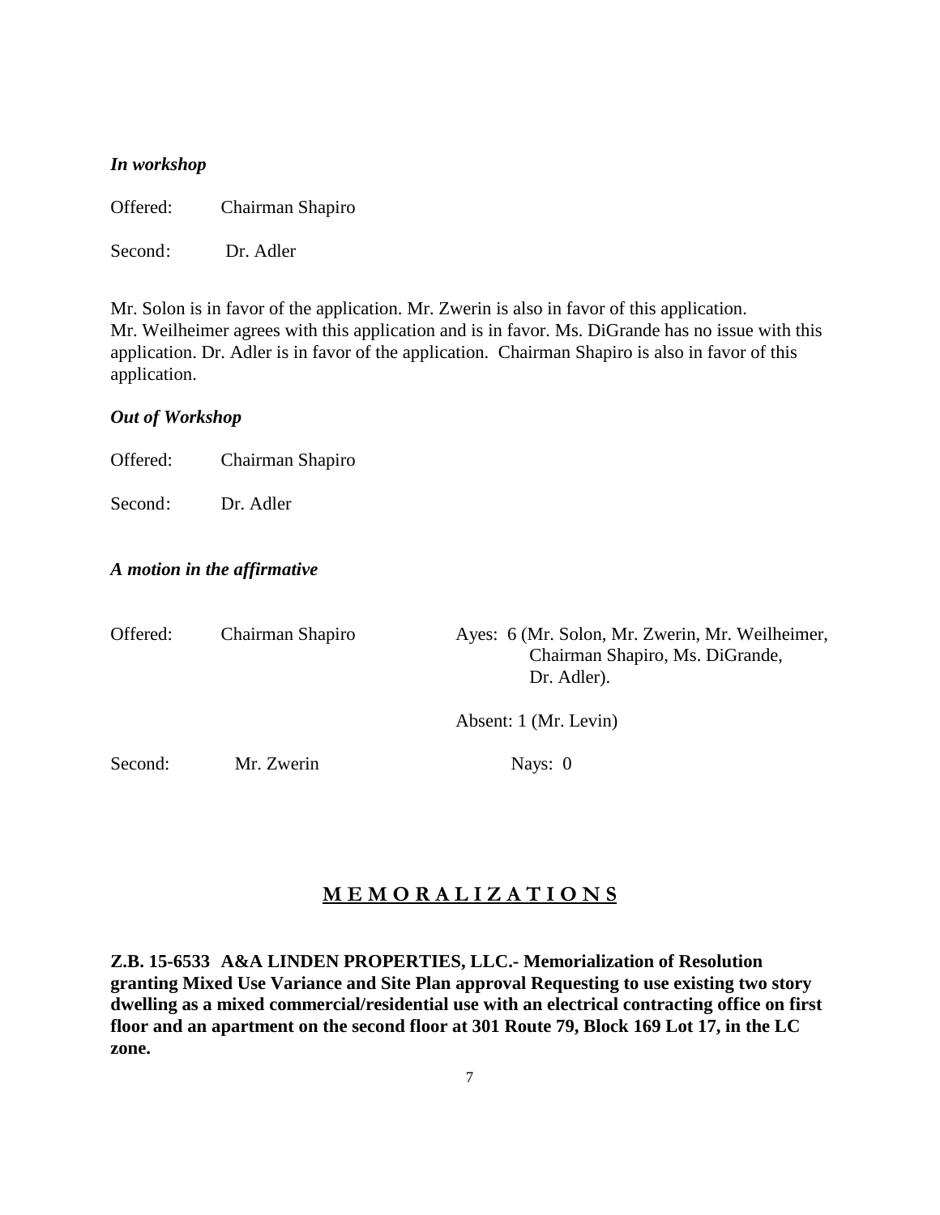*In workshop*

Offered: Chairman Shapiro

Second: Dr. Adler

Mr. Solon is in favor of the application. Mr. Zwerin is also in favor of this application. Mr. Weilheimer agrees with this application and is in favor. Ms. DiGrande has no issue with this application. Dr. Adler is in favor of the application. Chairman Shapiro is also in favor of this application.

*Out of Workshop*

Offered: Chairman Shapiro

Second: Dr. Adler

*A motion in the affirmative*

Offered: Chairman Shapiro

Ayes: 6 (Mr. Solon, Mr. Zwerin, Mr. Weilheimer, Chairman Shapiro, Ms. DiGrande, Dr. Adler).

Absent: 1 (Mr. Levin)

Second: Mr. Zwerin

Nays: 0

## M E M O R A L I Z A T I O N S

**Z.B. 15-6533 A&A LINDEN PROPERTIES, LLC.- Memorialization of Resolution granting Mixed Use Variance and Site Plan approval Requesting to use existing two story dwelling as a mixed commercial/residential use with an electrical contracting office on first floor and an apartment on the second floor at 301 Route 79, Block 169 Lot 17, in the LC zone.**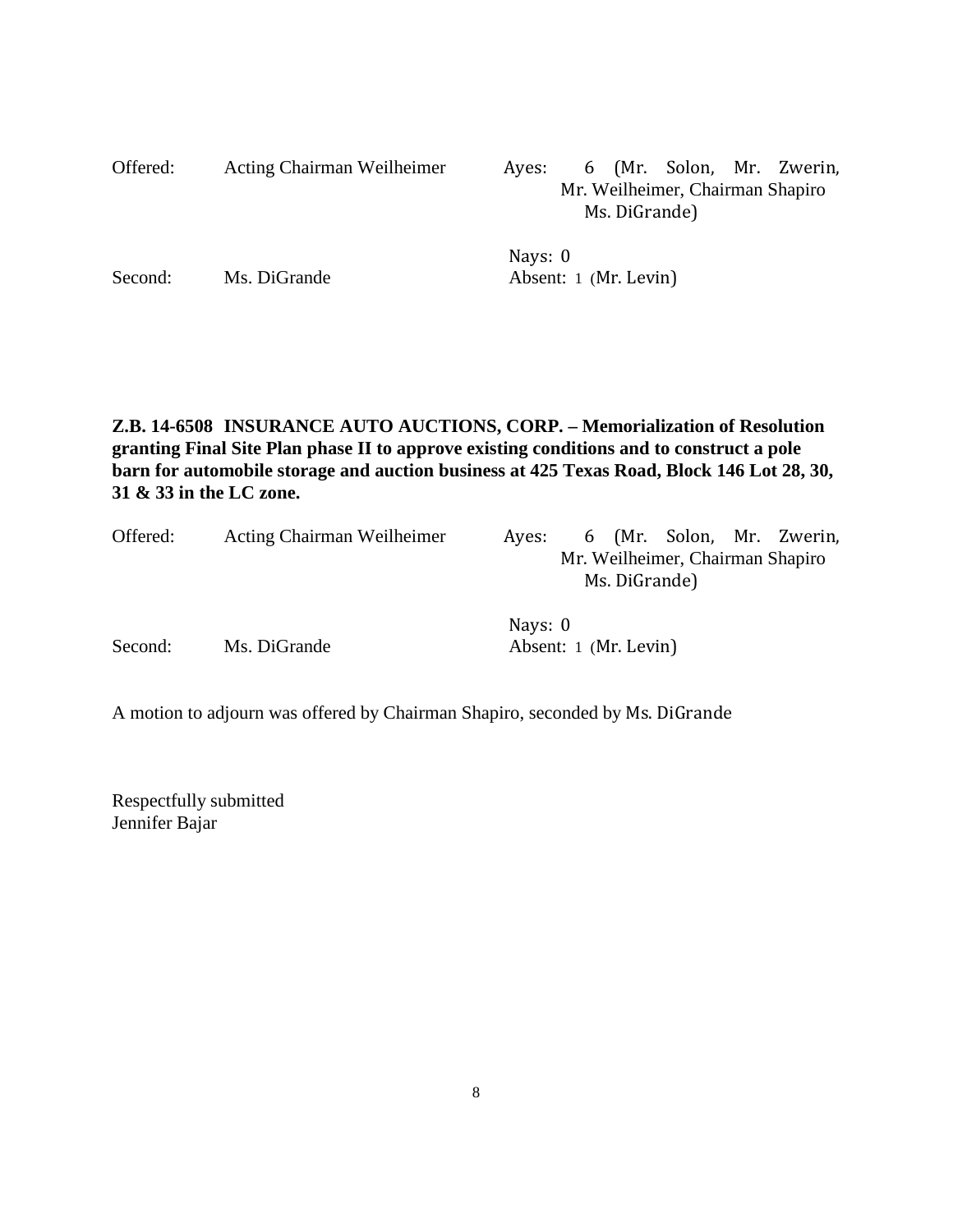Offered: Acting Chairman Weilheimer

Ayes: 6 (Mr. Solon, Mr. Zwerin, Mr. Weilheimer, Chairman Shapiro Ms. DiGrande)

Nays: 0

Second: Ms. DiGrande

Absent: 1 (Mr. Levin)

**Z.B. 14-6508 INSURANCE AUTO AUCTIONS, CORP. – Memorialization of Resolution granting Final Site Plan phase II to approve existing conditions and to construct a pole barn for automobile storage and auction business at 425 Texas Road, Block 146 Lot 28, 30, 31 & 33 in the LC zone.**

Offered: Acting Chairman Weilheimer

Ayes: 6 (Mr. Solon, Mr. Zwerin, Mr. Weilheimer, Chairman Shapiro Ms. DiGrande)

Nays: 0

Second: Ms. DiGrande

Absent: 1 (Mr. Levin)

A motion to adjourn was offered by Chairman Shapiro, seconded by Ms. DiGrande

Respectfully submitted
Jennifer Bajar